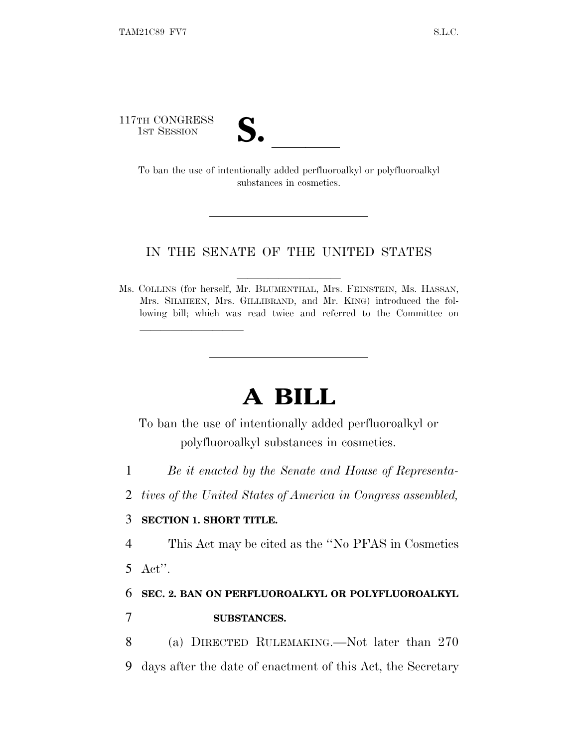117TH CONGRESS
1ST SESSION

# S. ______

To ban the use of intentionally added perfluoroalkyl or polyfluoroalkyl substances in cosmetics.

IN THE SENATE OF THE UNITED STATES

Ms. COLLINS (for herself, Mr. BLUMENTHAL, Mrs. FEINSTEIN, Ms. HASSAN, Mrs. SHAHEEN, Mrs. GILLIBRAND, and Mr. KING) introduced the following bill; which was read twice and referred to the Committee on ______

# A BILL

To ban the use of intentionally added perfluoroalkyl or polyfluoroalkyl substances in cosmetics.

1 *Be it enacted by the Senate and House of Representa-*
2 *tives of the United States of America in Congress assembled,*

3 **SECTION 1. SHORT TITLE.**

4 This Act may be cited as the ''No PFAS in Cosmetics
5 Act''.

6 **SEC. 2. BAN ON PERFLUOROALKYL OR POLYFLUOROALKYL**
7 **SUBSTANCES.**

8 (a) DIRECTED RULEMAKING.—Not later than 270
9 days after the date of enactment of this Act, the Secretary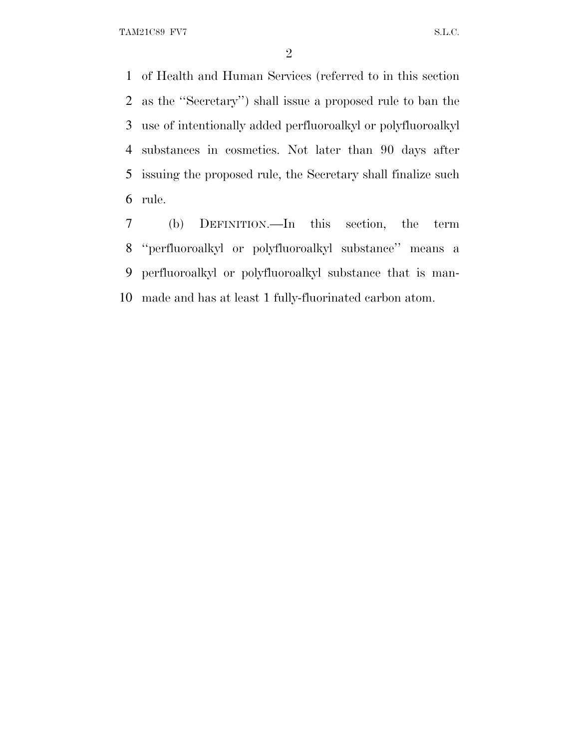of Health and Human Services (referred to in this section as the ''Secretary'') shall issue a proposed rule to ban the use of intentionally added perfluoroalkyl or polyfluoroalkyl substances in cosmetics. Not later than 90 days after issuing the proposed rule, the Secretary shall finalize such rule.

(b) DEFINITION.—In this section, the term ''perfluoroalkyl or polyfluoroalkyl substance'' means a perfluoroalkyl or polyfluoroalkyl substance that is man-made and has at least 1 fully-fluorinated carbon atom.